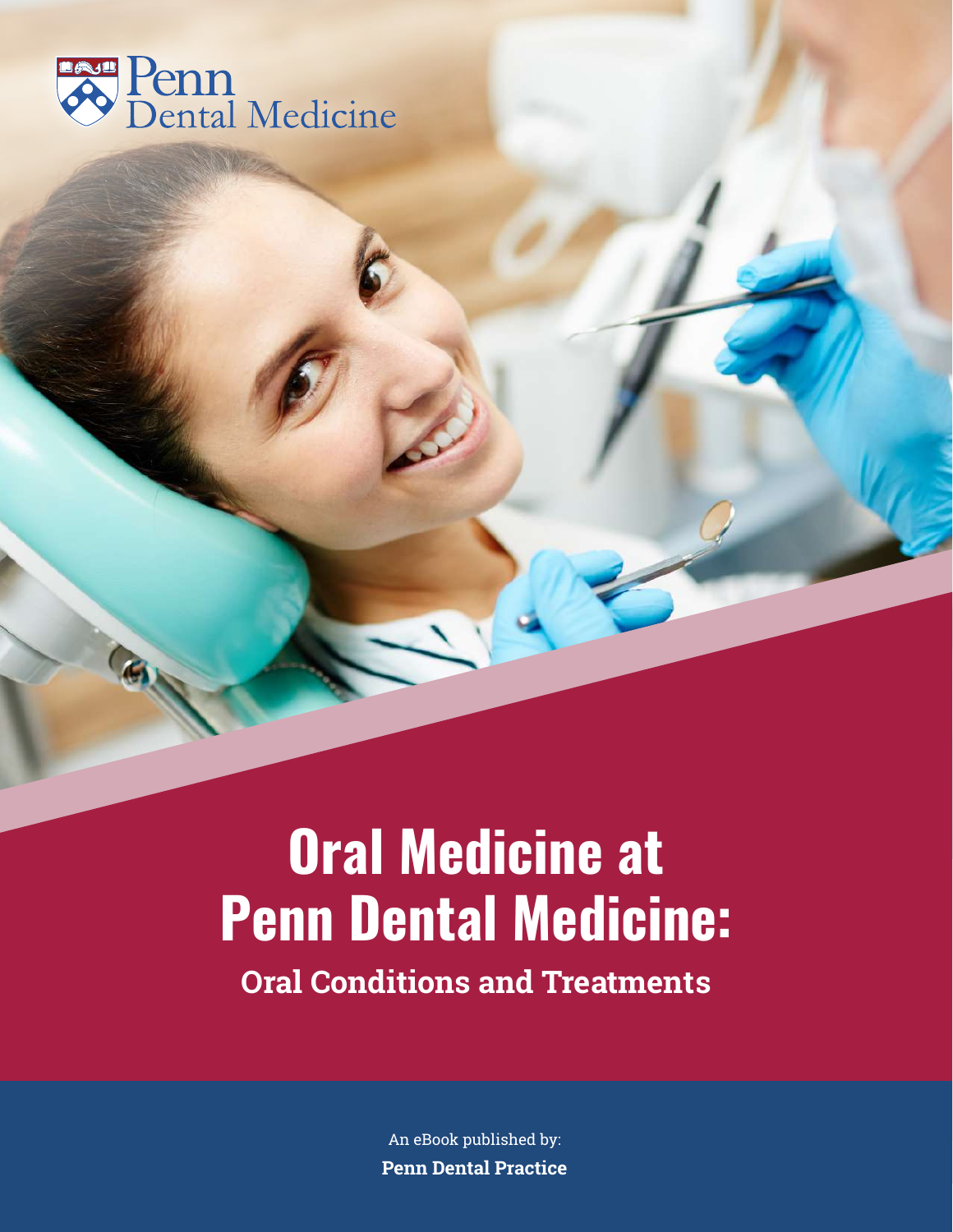Penn Dental Medicine

# Oral Medicine at Penn Dental Medicine:

## Oral Conditions and Treatments

An eBook published by:

**Penn Dental Practice**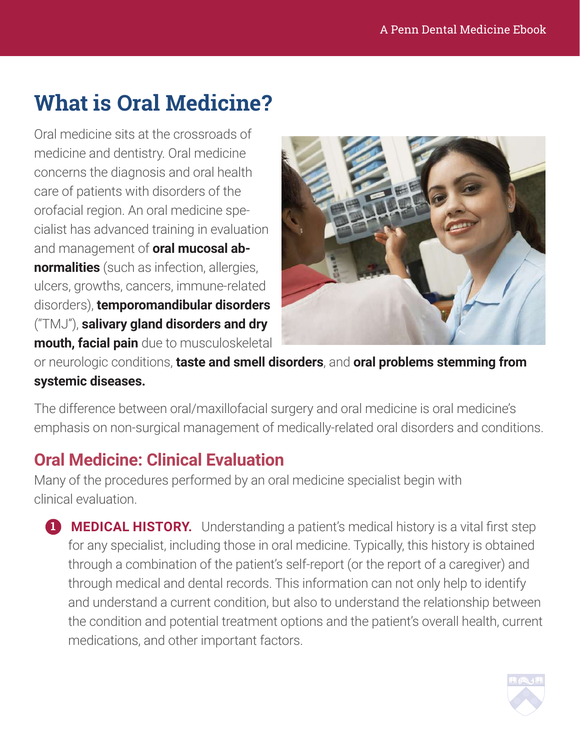# What is Oral Medicine?

Oral medicine sits at the crossroads of medicine and dentistry. Oral medicine concerns the diagnosis and oral health care of patients with disorders of the orofacial region. An oral medicine specialist has advanced training in evaluation and management of **oral mucosal abnormalities** (such as infection, allergies, ulcers, growths, cancers, immune-related disorders), **temporomandibular disorders** ("TMJ"), **salivary gland disorders and dry mouth, facial pain** due to musculoskeletal or neurologic conditions, **taste and smell disorders**, and **oral problems stemming from systemic diseases.**

The difference between oral/maxillofacial surgery and oral medicine is oral medicine's emphasis on non-surgical management of medically-related oral disorders and conditions.

## Oral Medicine: Clinical Evaluation

Many of the procedures performed by an oral medicine specialist begin with clinical evaluation.

1. **MEDICAL HISTORY.** Understanding a patient's medical history is a vital first step for any specialist, including those in oral medicine. Typically, this history is obtained through a combination of the patient's self-report (or the report of a caregiver) and through medical and dental records. This information can not only help to identify and understand a current condition, but also to understand the relationship between the condition and potential treatment options and the patient's overall health, current medications, and other important factors.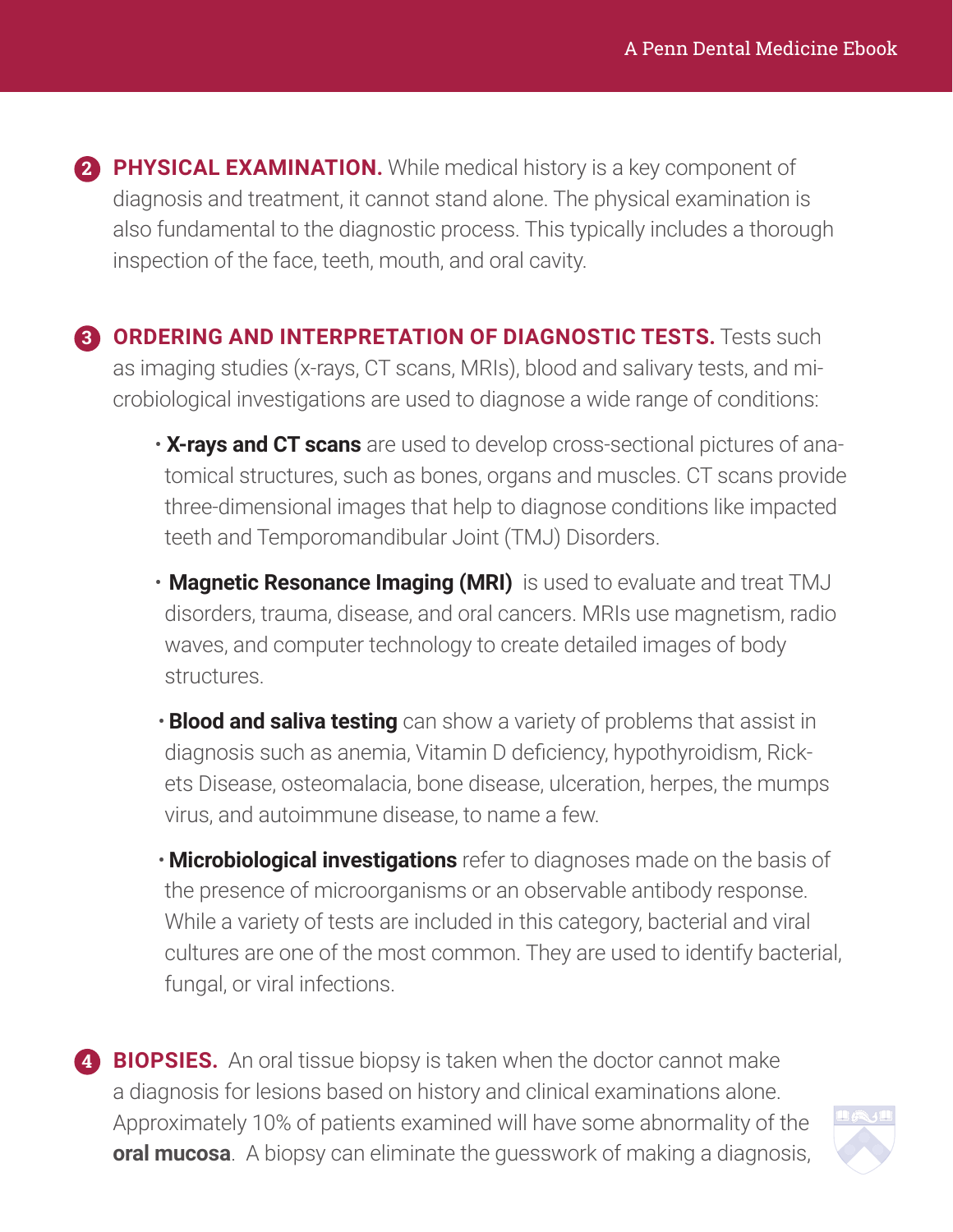2. **PHYSICAL EXAMINATION.** While medical history is a key component of diagnosis and treatment, it cannot stand alone. The physical examination is also fundamental to the diagnostic process. This typically includes a thorough inspection of the face, teeth, mouth, and oral cavity.

3. **ORDERING AND INTERPRETATION OF DIAGNOSTIC TESTS.** Tests such as imaging studies (x-rays, CT scans, MRIs), blood and salivary tests, and microbiological investigations are used to diagnose a wide range of conditions:

    - **X-rays and CT scans** are used to develop cross-sectional pictures of anatomical structures, such as bones, organs and muscles. CT scans provide three-dimensional images that help to diagnose conditions like impacted teeth and Temporomandibular Joint (TMJ) Disorders.

    - **Magnetic Resonance Imaging (MRI)** is used to evaluate and treat TMJ disorders, trauma, disease, and oral cancers. MRIs use magnetism, radio waves, and computer technology to create detailed images of body structures.

    - **Blood and saliva testing** can show a variety of problems that assist in diagnosis such as anemia, Vitamin D deficiency, hypothyroidism, Rickets Disease, osteomalacia, bone disease, ulceration, herpes, the mumps virus, and autoimmune disease, to name a few.

    - **Microbiological investigations** refer to diagnoses made on the basis of the presence of microorganisms or an observable antibody response. While a variety of tests are included in this category, bacterial and viral cultures are one of the most common. They are used to identify bacterial, fungal, or viral infections.

4. **BIOPSIES.** An oral tissue biopsy is taken when the doctor cannot make a diagnosis for lesions based on history and clinical examinations alone. Approximately 10% of patients examined will have some abnormality of the **oral mucosa**. A biopsy can eliminate the guesswork of making a diagnosis,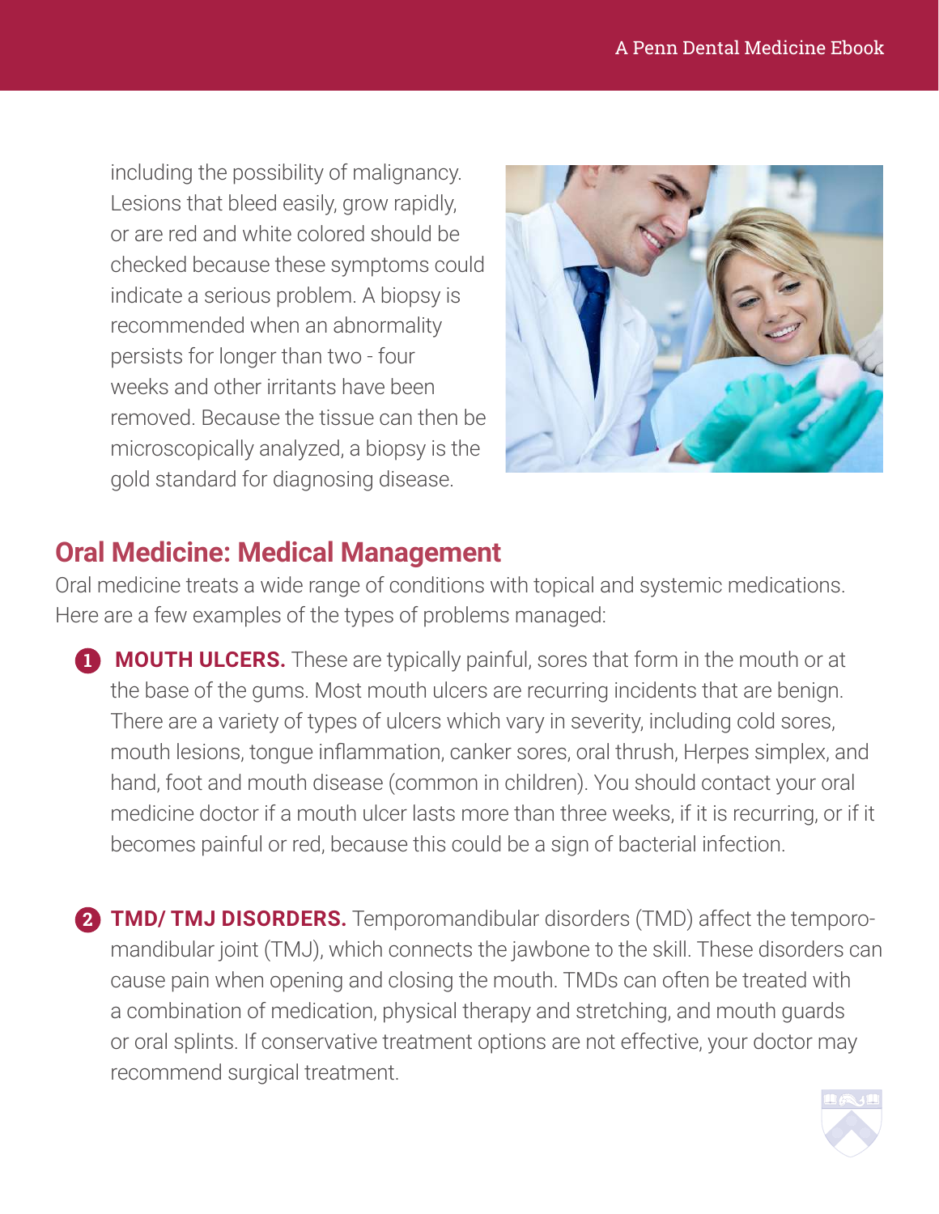including the possibility of malignancy. Lesions that bleed easily, grow rapidly, or are red and white colored should be checked because these symptoms could indicate a serious problem. A biopsy is recommended when an abnormality persists for longer than two - four weeks and other irritants have been removed. Because the tissue can then be microscopically analyzed, a biopsy is the gold standard for diagnosing disease.

## Oral Medicine: Medical Management

Oral medicine treats a wide range of conditions with topical and systemic medications. Here are a few examples of the types of problems managed:

1. **MOUTH ULCERS.** These are typically painful, sores that form in the mouth or at the base of the gums. Most mouth ulcers are recurring incidents that are benign. There are a variety of types of ulcers which vary in severity, including cold sores, mouth lesions, tongue inflammation, canker sores, oral thrush, Herpes simplex, and hand, foot and mouth disease (common in children). You should contact your oral medicine doctor if a mouth ulcer lasts more than three weeks, if it is recurring, or if it becomes painful or red, because this could be a sign of bacterial infection.

2. **TMD/ TMJ DISORDERS.** Temporomandibular disorders (TMD) affect the temporo-mandibular joint (TMJ), which connects the jawbone to the skill. These disorders can cause pain when opening and closing the mouth. TMDs can often be treated with a combination of medication, physical therapy and stretching, and mouth guards or oral splints. If conservative treatment options are not effective, your doctor may recommend surgical treatment.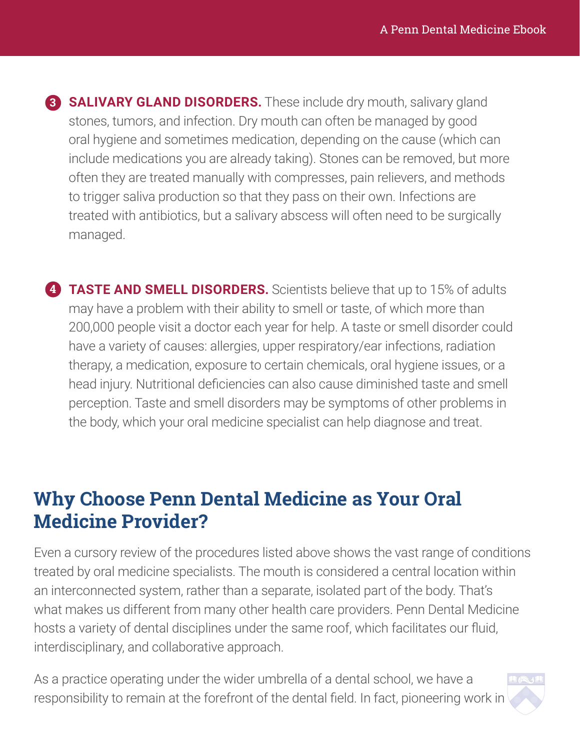3. **SALIVARY GLAND DISORDERS.** These include dry mouth, salivary gland stones, tumors, and infection. Dry mouth can often be managed by good oral hygiene and sometimes medication, depending on the cause (which can include medications you are already taking). Stones can be removed, but more often they are treated manually with compresses, pain relievers, and methods to trigger saliva production so that they pass on their own. Infections are treated with antibiotics, but a salivary abscess will often need to be surgically managed.

4. **TASTE AND SMELL DISORDERS.** Scientists believe that up to 15% of adults may have a problem with their ability to smell or taste, of which more than 200,000 people visit a doctor each year for help. A taste or smell disorder could have a variety of causes: allergies, upper respiratory/ear infections, radiation therapy, a medication, exposure to certain chemicals, oral hygiene issues, or a head injury. Nutritional deficiencies can also cause diminished taste and smell perception. Taste and smell disorders may be symptoms of other problems in the body, which your oral medicine specialist can help diagnose and treat.

## Why Choose Penn Dental Medicine as Your Oral Medicine Provider?

Even a cursory review of the procedures listed above shows the vast range of conditions treated by oral medicine specialists. The mouth is considered a central location within an interconnected system, rather than a separate, isolated part of the body. That's what makes us different from many other health care providers. Penn Dental Medicine hosts a variety of dental disciplines under the same roof, which facilitates our fluid, interdisciplinary, and collaborative approach.

As a practice operating under the wider umbrella of a dental school, we have a responsibility to remain at the forefront of the dental field. In fact, pioneering work in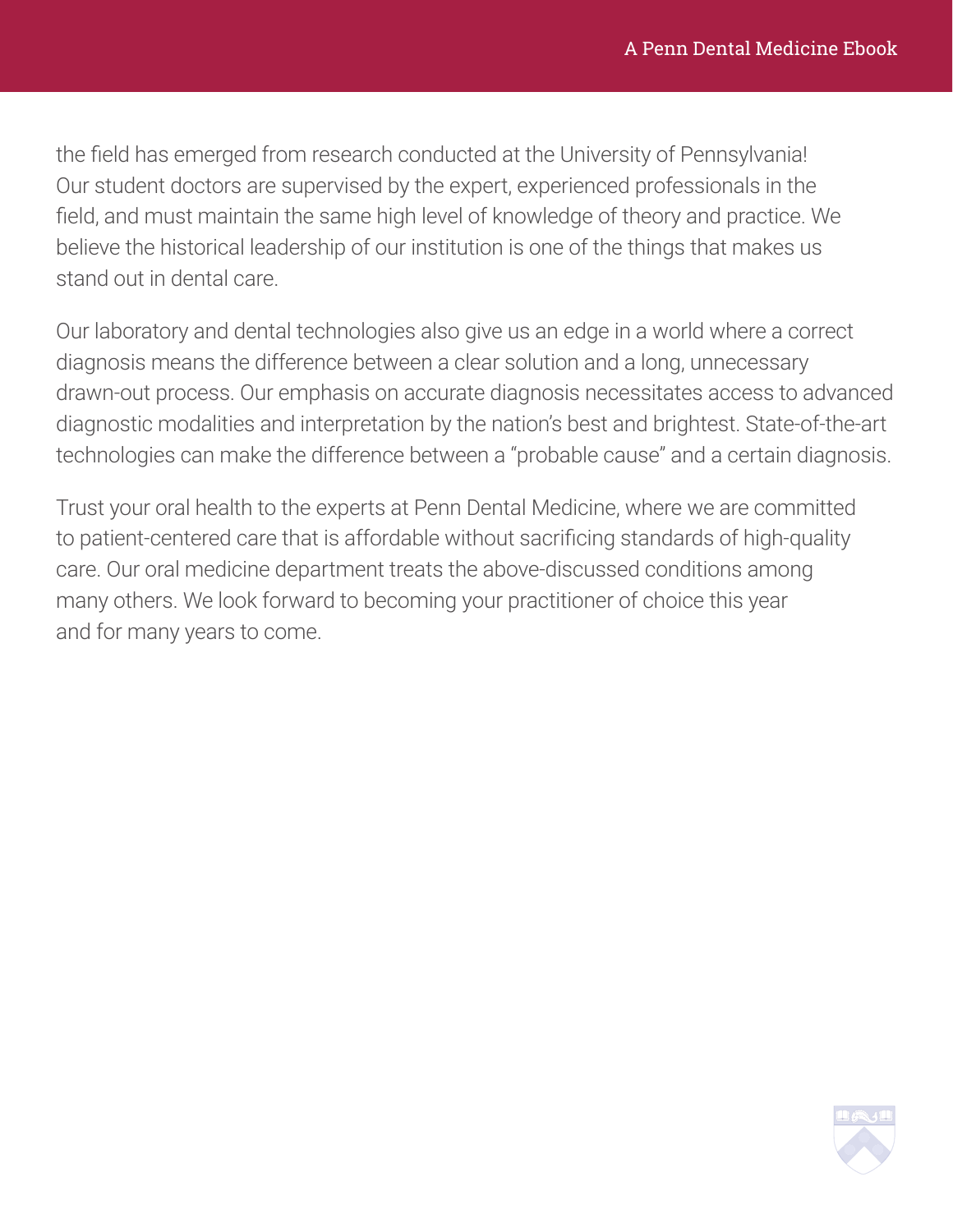the field has emerged from research conducted at the University of Pennsylvania! Our student doctors are supervised by the expert, experienced professionals in the field, and must maintain the same high level of knowledge of theory and practice. We believe the historical leadership of our institution is one of the things that makes us stand out in dental care.

Our laboratory and dental technologies also give us an edge in a world where a correct diagnosis means the difference between a clear solution and a long, unnecessary drawn-out process. Our emphasis on accurate diagnosis necessitates access to advanced diagnostic modalities and interpretation by the nation's best and brightest. State-of-the-art technologies can make the difference between a "probable cause" and a certain diagnosis.

Trust your oral health to the experts at Penn Dental Medicine, where we are committed to patient-centered care that is affordable without sacrificing standards of high-quality care. Our oral medicine department treats the above-discussed conditions among many others. We look forward to becoming your practitioner of choice this year and for many years to come.